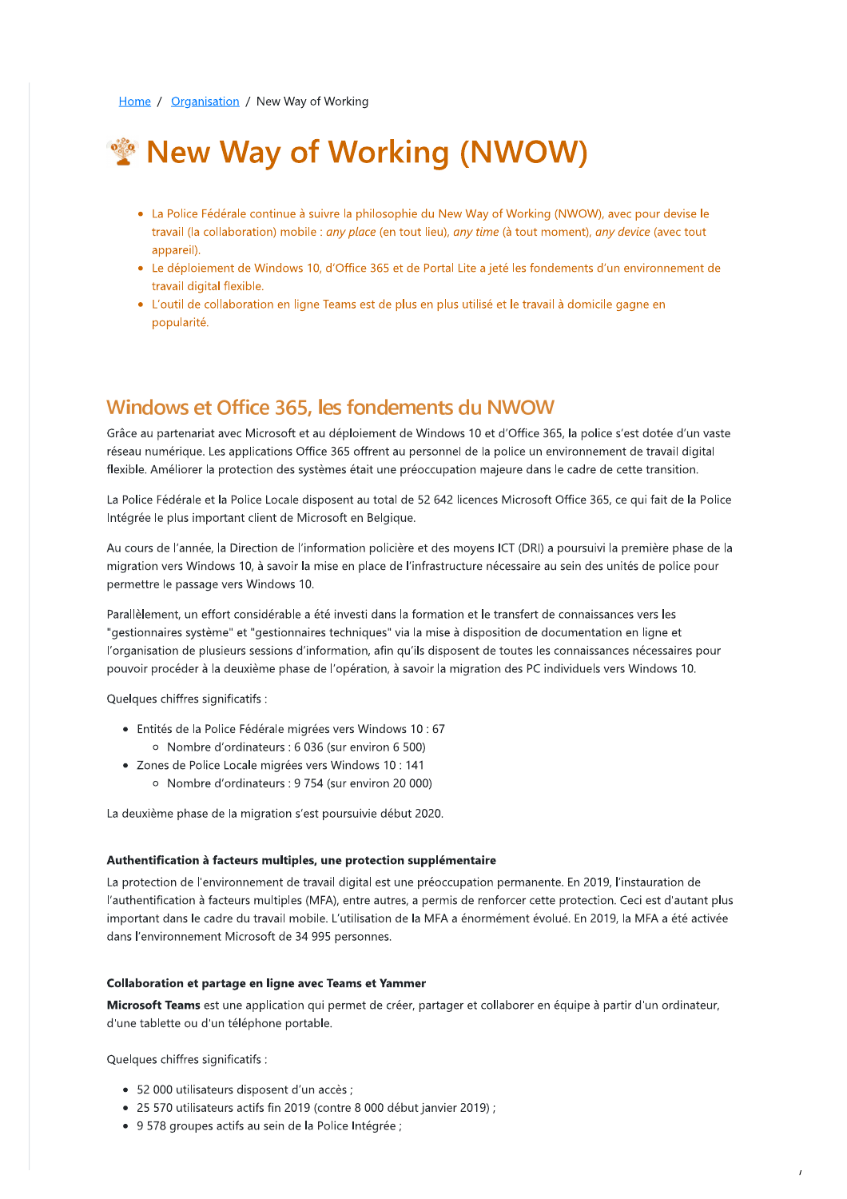Home / Organisation / New Way of Working

# New Way of Working (NWOW)

- La Police Fédérale continue à suivre la philosophie du New Way of Working (NWOW), avec pour devise le travail (la collaboration) mobile : *any place* (en tout lieu), *any time* (à tout moment), *any device* (avec tout appareil).
- Le déploiement de Windows 10, d'Office 365 et de Portal Lite a jeté les fondements d'un environnement de travail digital flexible.
- L'outil de collaboration en ligne Teams est de plus en plus utilisé et le travail à domicile gagne en popularité.

## Windows et Office 365, les fondements du NWOW

Grâce au partenariat avec Microsoft et au déploiement de Windows 10 et d'Office 365, la police s'est dotée d'un vaste réseau numérique. Les applications Office 365 offrent au personnel de la police un environnement de travail digital flexible. Améliorer la protection des systèmes était une préoccupation majeure dans le cadre de cette transition.

La Police Fédérale et la Police Locale disposent au total de 52 642 licences Microsoft Office 365, ce qui fait de la Police Intégrée le plus important client de Microsoft en Belgique.

Au cours de l'année, la Direction de l'information policière et des moyens ICT (DRI) a poursuivi la première phase de la migration vers Windows 10, à savoir la mise en place de l'infrastructure nécessaire au sein des unités de police pour permettre le passage vers Windows 10.

Parallèlement, un effort considérable a été investi dans la formation et le transfert de connaissances vers les "gestionnaires système" et "gestionnaires techniques" via la mise à disposition de documentation en ligne et l'organisation de plusieurs sessions d'information, afin qu'ils disposent de toutes les connaissances nécessaires pour pouvoir procéder à la deuxième phase de l'opération, à savoir la migration des PC individuels vers Windows 10.

Quelques chiffres significatifs :

- Entités de la Police Fédérale migrées vers Windows 10 : 67
  - Nombre d'ordinateurs : 6 036 (sur environ 6 500)
- Zones de Police Locale migrées vers Windows 10 : 141
  - Nombre d'ordinateurs : 9 754 (sur environ 20 000)

La deuxième phase de la migration s'est poursuivie début 2020.

#### Authentification à facteurs multiples, une protection supplémentaire

La protection de l'environnement de travail digital est une préoccupation permanente. En 2019, l'instauration de l'authentification à facteurs multiples (MFA), entre autres, a permis de renforcer cette protection. Ceci est d'autant plus important dans le cadre du travail mobile. L'utilisation de la MFA a énormément évolué. En 2019, la MFA a été activée dans l'environnement Microsoft de 34 995 personnes.

#### Collaboration et partage en ligne avec Teams et Yammer

**Microsoft Teams** est une application qui permet de créer, partager et collaborer en équipe à partir d'un ordinateur, d'une tablette ou d'un téléphone portable.

Quelques chiffres significatifs :

- 52 000 utilisateurs disposent d'un accès ;
- 25 570 utilisateurs actifs fin 2019 (contre 8 000 début janvier 2019) ;
- 9 578 groupes actifs au sein de la Police Intégrée ;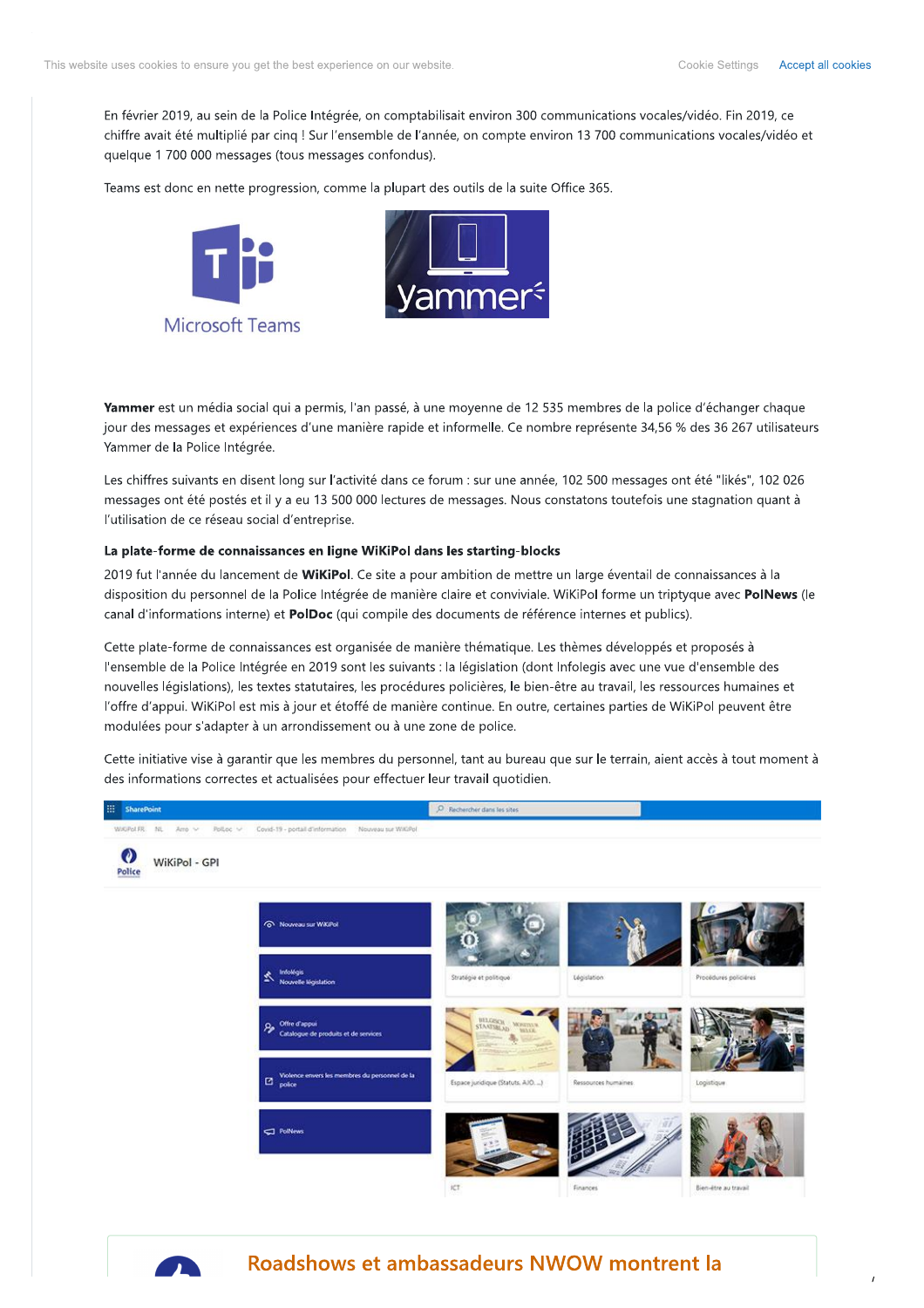En février 2019, au sein de la Police Intégrée, on comptabilisait environ 300 communications vocales/vidéo. Fin 2019, ce chiffre avait été multiplié par cinq ! Sur l'ensemble de l'année, on compte environ 13 700 communications vocales/vidéo et quelque 1 700 000 messages (tous messages confondus).

Teams est donc en nette progression, comme la plupart des outils de la suite Office 365.

**Yammer** est un média social qui a permis, l'an passé, à une moyenne de 12 535 membres de la police d'échanger chaque jour des messages et expériences d'une manière rapide et informelle. Ce nombre représente 34,56 % des 36 267 utilisateurs Yammer de la Police Intégrée.

Les chiffres suivants en disent long sur l'activité dans ce forum : sur une année, 102 500 messages ont été "likés", 102 026 messages ont été postés et il y a eu 13 500 000 lectures de messages. Nous constatons toutefois une stagnation quant à l'utilisation de ce réseau social d'entreprise.

**La plate-forme de connaissances en ligne WiKiPol dans les starting-blocks**

2019 fut l'année du lancement de **WiKiPol**. Ce site a pour ambition de mettre un large éventail de connaissances à la disposition du personnel de la Police Intégrée de manière claire et conviviale. WiKiPol forme un triptyque avec **PolNews** (le canal d'informations interne) et **PolDoc** (qui compile des documents de référence internes et publics).

Cette plate-forme de connaissances est organisée de manière thématique. Les thèmes développés et proposés à l'ensemble de la Police Intégrée en 2019 sont les suivants : la législation (dont Infolegis avec une vue d'ensemble des nouvelles législations), les textes statutaires, les procédures policières, le bien-être au travail, les ressources humaines et l'offre d'appui. WiKiPol est mis à jour et étoffé de manière continue. En outre, certaines parties de WiKiPol peuvent être modulées pour s'adapter à un arrondissement ou à une zone de police.

Cette initiative vise à garantir que les membres du personnel, tant au bureau que sur le terrain, aient accès à tout moment à des informations correctes et actualisées pour effectuer leur travail quotidien.

## Roadshows et ambassadeurs NWOW montrent la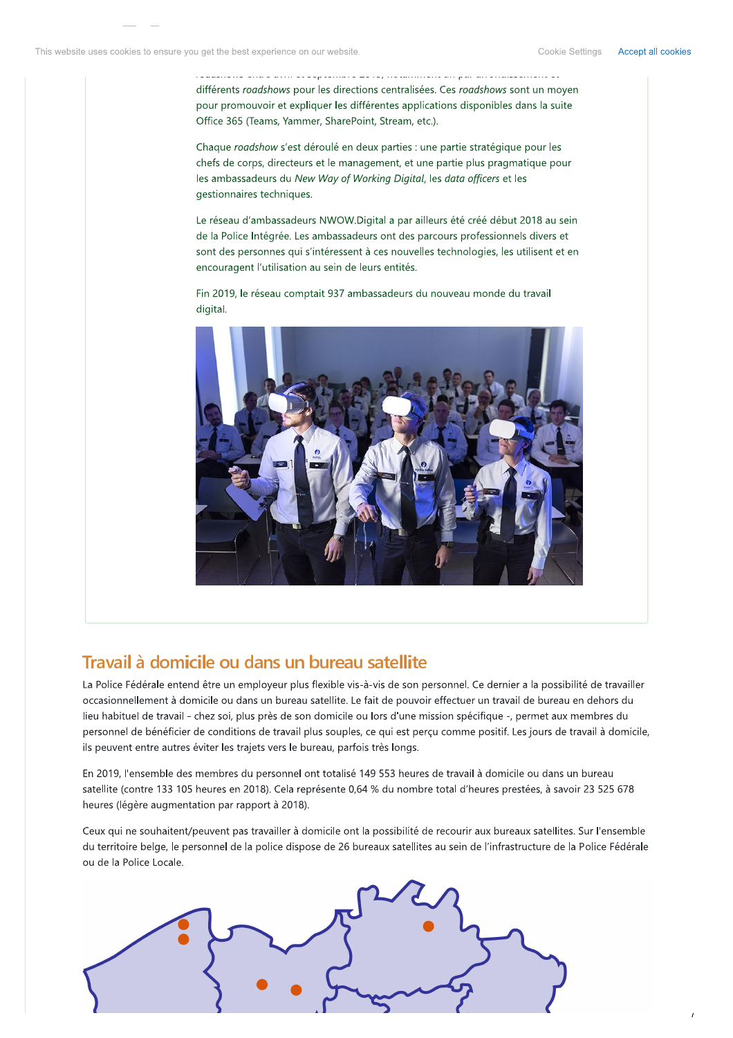différents *roadshows* pour les directions centralisées. Ces *roadshows* sont un moyen pour promouvoir et expliquer les différentes applications disponibles dans la suite Office 365 (Teams, Yammer, SharePoint, Stream, etc.).

Chaque *roadshow* s'est déroulé en deux parties : une partie stratégique pour les chefs de corps, directeurs et le management, et une partie plus pragmatique pour les ambassadeurs du *New Way of Working Digital*, les *data officers* et les gestionnaires techniques.

Le réseau d'ambassadeurs NWOW.Digital a par ailleurs été créé début 2018 au sein de la Police Intégrée. Les ambassadeurs ont des parcours professionnels divers et sont des personnes qui s'intéressent à ces nouvelles technologies, les utilisent et en encouragent l'utilisation au sein de leurs entités.

Fin 2019, le réseau comptait 937 ambassadeurs du nouveau monde du travail digital.

## Travail à domicile ou dans un bureau satellite

La Police Fédérale entend être un employeur plus flexible vis-à-vis de son personnel. Ce dernier a la possibilité de travailler occasionnellement à domicile ou dans un bureau satellite. Le fait de pouvoir effectuer un travail de bureau en dehors du lieu habituel de travail - chez soi, plus près de son domicile ou lors d'une mission spécifique -, permet aux membres du personnel de bénéficier de conditions de travail plus souples, ce qui est perçu comme positif. Les jours de travail à domicile, ils peuvent entre autres éviter les trajets vers le bureau, parfois très longs.

En 2019, l'ensemble des membres du personnel ont totalisé 149 553 heures de travail à domicile ou dans un bureau satellite (contre 133 105 heures en 2018). Cela représente 0,64 % du nombre total d'heures prestées, à savoir 23 525 678 heures (légère augmentation par rapport à 2018).

Ceux qui ne souhaitent/peuvent pas travailler à domicile ont la possibilité de recourir aux bureaux satellites. Sur l'ensemble du territoire belge, le personnel de la police dispose de 26 bureaux satellites au sein de l'infrastructure de la Police Fédérale ou de la Police Locale.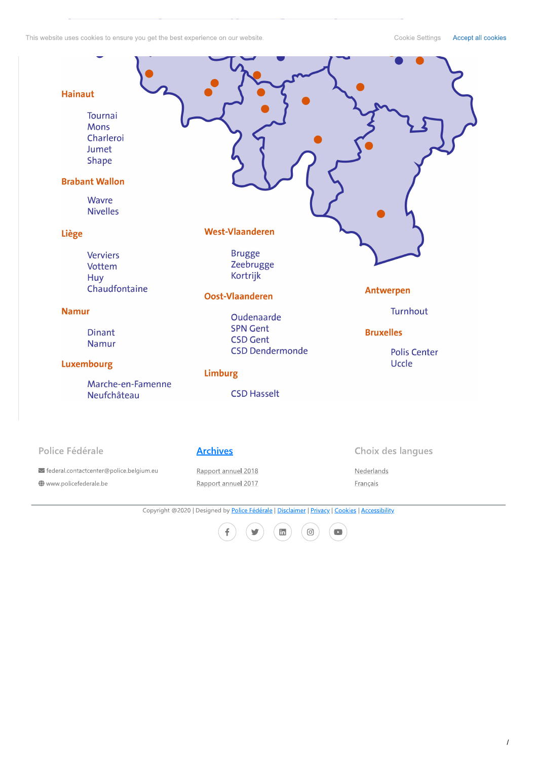This website uses cookies to ensure you get the best experience on our website.

Cookie Settings Accept all cookies

**Hainaut**

Tournai
Mons
Charleroi
Jumet
Shape

**Brabant Wallon**

Wavre
Nivelles

**Liège**

Verviers
Vottem
Huy
Chaudfontaine

**Namur**

Dinant
Namur

**Luxembourg**

Marche-en-Famenne
Neufchâteau

**West-Vlaanderen**

Brugge
Zeebrugge
Kortrijk

**Oost-Vlaanderen**

Oudenaarde
SPN Gent
CSD Gent
CSD Dendermonde

**Limburg**

CSD Hasselt

**Antwerpen**

Turnhout

**Bruxelles**

Polis Center
Uccle

Police Fédérale

federal.contactcenter@police.belgium.eu
www.policefederale.be

Archives

Rapport annuel 2018
Rapport annuel 2017

Choix des langues

Nederlands
Français

Copyright @2020 | Designed by Police Fédérale | Disclaimer | Privacy | Cookies | Accessibility